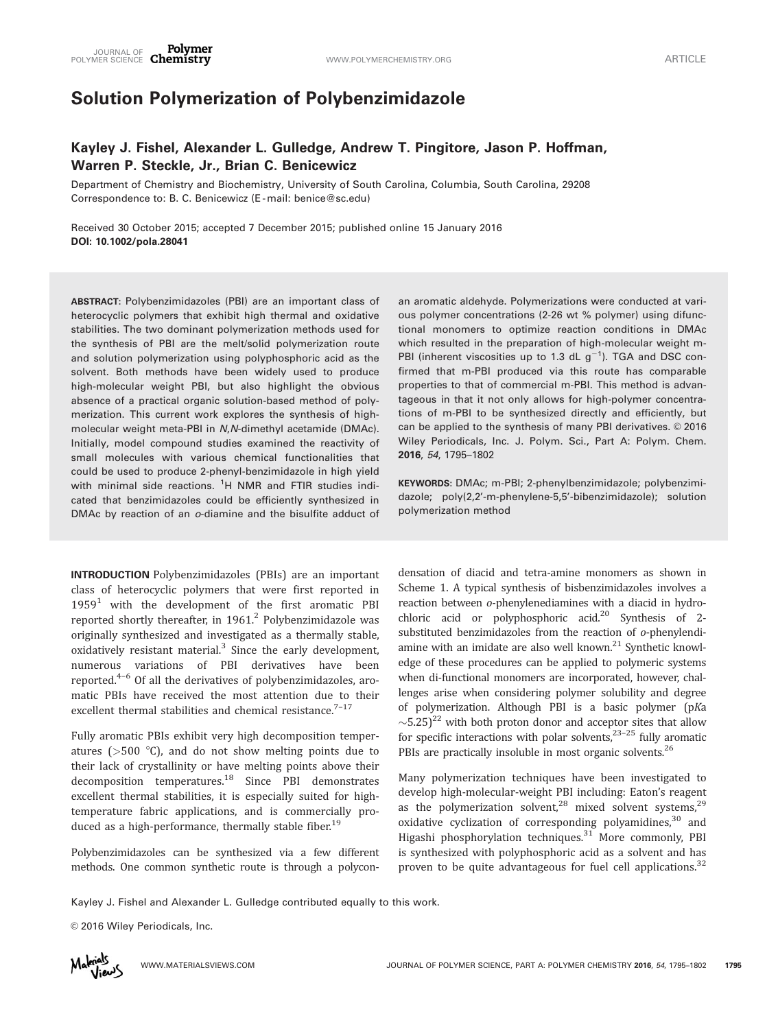# Solution Polymerization of Polybenzimidazole

**Kayley J. Fishel, Alexander L. Gulledge, Andrew T. Pingitore, Jason P. Hoffman, Warren P. Steckle, Jr., Brian C. Benicewicz**

Department of Chemistry and Biochemistry, University of South Carolina, Columbia, South Carolina, 29208
Correspondence to: B. C. Benicewicz (E-mail: benice@sc.edu)

Received 30 October 2015; accepted 7 December 2015; published online 15 January 2016
**DOI: 10.1002/pola.28041**

**ABSTRACT**: Polybenzimidazoles (PBI) are an important class of heterocyclic polymers that exhibit high thermal and oxidative stabilities. The two dominant polymerization methods used for the synthesis of PBI are the melt/solid polymerization route and solution polymerization using polyphosphoric acid as the solvent. Both methods have been widely used to produce high-molecular weight PBI, but also highlight the obvious absence of a practical organic solution-based method of polymerization. This current work explores the synthesis of high-molecular weight meta-PBI in *N,N*-dimethyl acetamide (DMAc). Initially, model compound studies examined the reactivity of small molecules with various chemical functionalities that could be used to produce 2-phenyl-benzimidazole in high yield with minimal side reactions. $^1$H NMR and FTIR studies indicated that benzimidazoles could be efficiently synthesized in DMAc by reaction of an *o*-diamine and the bisulfite adduct of an aromatic aldehyde. Polymerizations were conducted at various polymer concentrations (2-26 wt % polymer) using difunctional monomers to optimize reaction conditions in DMAc which resulted in the preparation of high-molecular weight m-PBI (inherent viscosities up to 1.3 dL g$^{-1}$). TGA and DSC confirmed that m-PBI produced via this route has comparable properties to that of commercial m-PBI. This method is advantageous in that it not only allows for high-polymer concentrations of m-PBI to be synthesized directly and efficiently, but can be applied to the synthesis of many PBI derivatives. © 2016 Wiley Periodicals, Inc. J. Polym. Sci., Part A: Polym. Chem. **2016**, *54*, 1795–1802

**KEYWORDS**: DMAc; m-PBI; 2-phenylbenzimidazole; polybenzimidazole; poly(2,2′-m-phenylene-5,5′-bibenzimidazole); solution polymerization method

**INTRODUCTION** Polybenzimidazoles (PBIs) are an important class of heterocyclic polymers that were first reported in 1959[1] with the development of the first aromatic PBI reported shortly thereafter, in 1961.[2] Polybenzimidazole was originally synthesized and investigated as a thermally stable, oxidatively resistant material.[3] Since the early development, numerous variations of PBI derivatives have been reported.[4–6] Of all the derivatives of polybenzimidazoles, aromatic PBIs have received the most attention due to their excellent thermal stabilities and chemical resistance.[7–17]

Fully aromatic PBIs exhibit very high decomposition temperatures (>500 °C), and do not show melting points due to their lack of crystallinity or have melting points above their decomposition temperatures.[18] Since PBI demonstrates excellent thermal stabilities, it is especially suited for high-temperature fabric applications, and is commercially produced as a high-performance, thermally stable fiber.[19]

Polybenzimidazoles can be synthesized via a few different methods. One common synthetic route is through a polycondensation of diacid and tetra-amine monomers as shown in Scheme 1. A typical synthesis of bisbenzimidazoles involves a reaction between *o*-phenylenediamines with a diacid in hydrochloric acid or polyphosphoric acid.[20] Synthesis of 2-substituted benzimidazoles from the reaction of *o*-phenylendiamine with an imidate are also well known.[21] Synthetic knowledge of these procedures can be applied to polymeric systems when di-functional monomers are incorporated, however, challenges arise when considering polymer solubility and degree of polymerization. Although PBI is a basic polymer (p*K*a ~5.25)[22] with both proton donor and acceptor sites that allow for specific interactions with polar solvents,[23–25] fully aromatic PBIs are practically insoluble in most organic solvents.[26]

Many polymerization techniques have been investigated to develop high-molecular-weight PBI including: Eaton's reagent as the polymerization solvent,[28] mixed solvent systems,[29] oxidative cyclization of corresponding polyamidines,[30] and Higashi phosphorylation techniques.[31] More commonly, PBI is synthesized with polyphosphoric acid as a solvent and has proven to be quite advantageous for fuel cell applications.[32]

Kayley J. Fishel and Alexander L. Gulledge contributed equally to this work.

© 2016 Wiley Periodicals, Inc.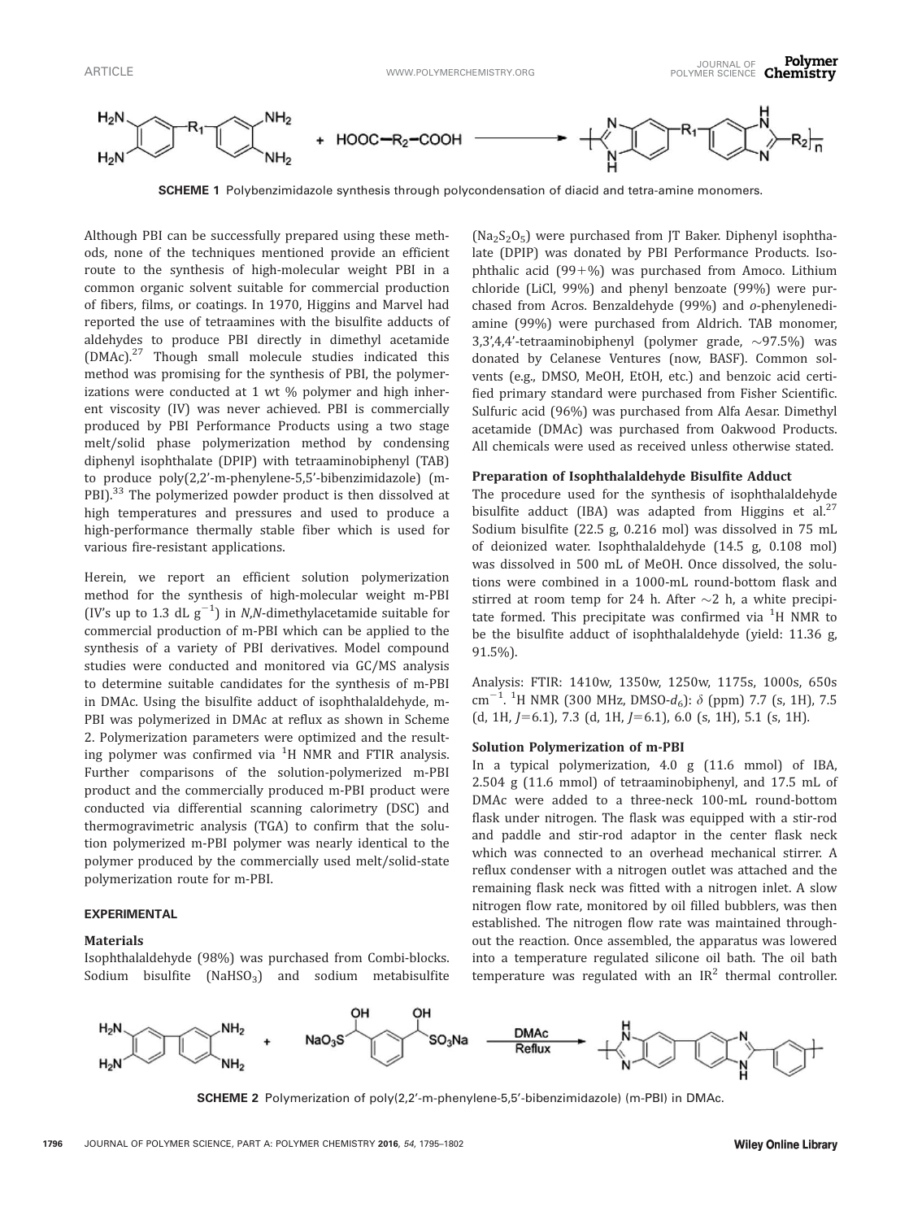**SCHEME 1** Polybenzimidazole synthesis through polycondensation of diacid and tetra-amine monomers.

Although PBI can be successfully prepared using these methods, none of the techniques mentioned provide an efficient route to the synthesis of high-molecular weight PBI in a common organic solvent suitable for commercial production of fibers, films, or coatings. In 1970, Higgins and Marvel had reported the use of tetraamines with the bisulfite adducts of aldehydes to produce PBI directly in dimethyl acetamide (DMAc).[27] Though small molecule studies indicated this method was promising for the synthesis of PBI, the polymerizations were conducted at 1 wt % polymer and high inherent viscosity (IV) was never achieved. PBI is commercially produced by PBI Performance Products using a two stage melt/solid phase polymerization method by condensing diphenyl isophthalate (DPIP) with tetraaminobiphenyl (TAB) to produce poly(2,2′-m-phenylene-5,5′-bibenzimidazole) (m-PBI).[33] The polymerized powder product is then dissolved at high temperatures and pressures and used to produce a high-performance thermally stable fiber which is used for various fire-resistant applications.

Herein, we report an efficient solution polymerization method for the synthesis of high-molecular weight m-PBI (IV's up to 1.3 dL $g^{-1}$) in *N,N*-dimethylacetamide suitable for commercial production of m-PBI which can be applied to the synthesis of a variety of PBI derivatives. Model compound studies were conducted and monitored via GC/MS analysis to determine suitable candidates for the synthesis of m-PBI in DMAc. Using the bisulfite adduct of isophthalaldehyde, m-PBI was polymerized in DMAc at reflux as shown in Scheme 2. Polymerization parameters were optimized and the resulting polymer was confirmed via $^1$H NMR and FTIR analysis. Further comparisons of the solution-polymerized m-PBI product and the commercially produced m-PBI product were conducted via differential scanning calorimetry (DSC) and thermogravimetric analysis (TGA) to confirm that the solution polymerized m-PBI polymer was nearly identical to the polymer produced by the commercially used melt/solid-state polymerization route for m-PBI.

## EXPERIMENTAL

### Materials

Isophthalaldehyde (98%) was purchased from Combi-blocks. Sodium bisulfite ($NaHSO_3$) and sodium metabisulfite ($Na_2S_2O_5$) were purchased from JT Baker. Diphenyl isophthalate (DPIP) was donated by PBI Performance Products. Isophthalic acid (99+%) was purchased from Amoco. Lithium chloride (LiCl, 99%) and phenyl benzoate (99%) were purchased from Acros. Benzaldehyde (99%) and *o*-phenylenediamine (99%) were purchased from Aldrich. TAB monomer, 3,3′,4,4′-tetraaminobiphenyl (polymer grade, ~97.5%) was donated by Celanese Ventures (now, BASF). Common solvents (e.g., DMSO, MeOH, EtOH, etc.) and benzoic acid certified primary standard were purchased from Fisher Scientific. Sulfuric acid (96%) was purchased from Alfa Aesar. Dimethyl acetamide (DMAc) was purchased from Oakwood Products. All chemicals were used as received unless otherwise stated.

### Preparation of Isophthalaldehyde Bisulfite Adduct

The procedure used for the synthesis of isophthalaldehyde bisulfite adduct (IBA) was adapted from Higgins et al.[27] Sodium bisulfite (22.5 g, 0.216 mol) was dissolved in 75 mL of deionized water. Isophthalaldehyde (14.5 g, 0.108 mol) was dissolved in 500 mL of MeOH. Once dissolved, the solutions were combined in a 1000-mL round-bottom flask and stirred at room temp for 24 h. After ~2 h, a white precipitate formed. This precipitate was confirmed via $^1$H NMR to be the bisulfite adduct of isophthalaldehyde (yield: 11.36 g, 91.5%).

Analysis: FTIR: 1410w, 1350w, 1250w, 1175s, 1000s, 650s $cm^{-1}$. $^1$H NMR (300 MHz, DMSO-$d_6$): $\delta$ (ppm) 7.7 (s, 1H), 7.5 (d, 1H, $J$=6.1), 7.3 (d, 1H, $J$=6.1), 6.0 (s, 1H), 5.1 (s, 1H).

### Solution Polymerization of m-PBI

In a typical polymerization, 4.0 g (11.6 mmol) of IBA, 2.504 g (11.6 mmol) of tetraaminobiphenyl, and 17.5 mL of DMAc were added to a three-neck 100-mL round-bottom flask under nitrogen. The flask was equipped with a stir-rod and paddle and stir-rod adaptor in the center flask neck which was connected to an overhead mechanical stirrer. A reflux condenser with a nitrogen outlet was attached and the remaining flask neck was fitted with a nitrogen inlet. A slow nitrogen flow rate, monitored by oil filled bubblers, was then established. The nitrogen flow rate was maintained throughout the reaction. Once assembled, the apparatus was lowered into a temperature regulated silicone oil bath. The oil bath temperature was regulated with an IR$^2$ thermal controller.

**SCHEME 2** Polymerization of poly(2,2′-m-phenylene-5,5′-bibenzimidazole) (m-PBI) in DMAc.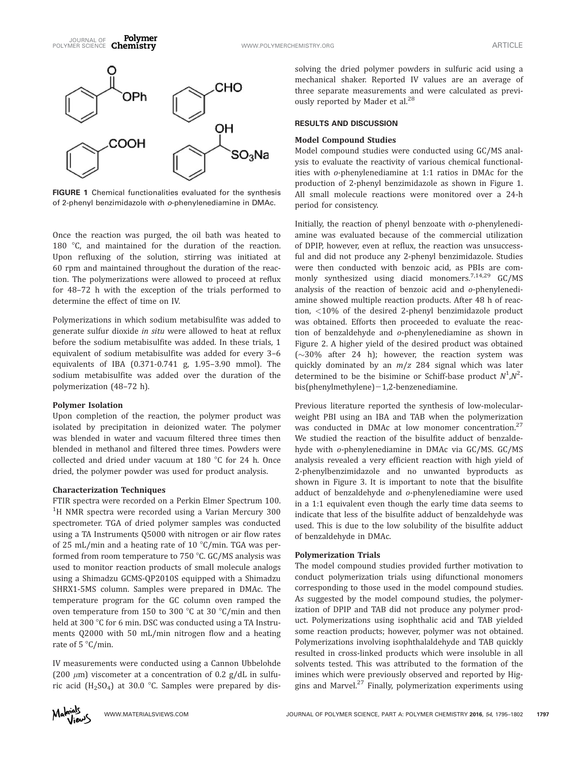FIGURE 1 Chemical functionalities evaluated for the synthesis of 2-phenyl benzimidazole with *o*-phenylenediamine in DMAc.

Once the reaction was purged, the oil bath was heated to 180 °C, and maintained for the duration of the reaction. Upon refluxing of the solution, stirring was initiated at 60 rpm and maintained throughout the duration of the reaction. The polymerizations were allowed to proceed at reflux for 48–72 h with the exception of the trials performed to determine the effect of time on IV.

Polymerizations in which sodium metabisulfite was added to generate sulfur dioxide *in situ* were allowed to heat at reflux before the sodium metabisulfite was added. In these trials, 1 equivalent of sodium metabisulfite was added for every 3–6 equivalents of IBA (0.371-0.741 g, 1.95–3.90 mmol). The sodium metabisulfite was added over the duration of the polymerization (48–72 h).

**Polymer Isolation**

Upon completion of the reaction, the polymer product was isolated by precipitation in deionized water. The polymer was blended in water and vacuum filtered three times then blended in methanol and filtered three times. Powders were collected and dried under vacuum at 180 °C for 24 h. Once dried, the polymer powder was used for product analysis.

**Characterization Techniques**

FTIR spectra were recorded on a Perkin Elmer Spectrum 100. $^1$H NMR spectra were recorded using a Varian Mercury 300 spectrometer. TGA of dried polymer samples was conducted using a TA Instruments Q5000 with nitrogen or air flow rates of 25 mL/min and a heating rate of 10 °C/min. TGA was performed from room temperature to 750 °C. GC/MS analysis was used to monitor reaction products of small molecule analogs using a Shimadzu GCMS-QP2010S equipped with a Shimadzu SHRX1-5MS column. Samples were prepared in DMAc. The temperature program for the GC column oven ramped the oven temperature from 150 to 300 °C at 30 °C/min and then held at 300 °C for 6 min. DSC was conducted using a TA Instruments Q2000 with 50 mL/min nitrogen flow and a heating rate of 5 °C/min.

IV measurements were conducted using a Cannon Ubbelohde (200 $\mu$m) viscometer at a concentration of 0.2 g/dL in sulfuric acid ($H_2SO_4$) at 30.0 °C. Samples were prepared by dissolving the dried polymer powders in sulfuric acid using a mechanical shaker. Reported IV values are an average of three separate measurements and were calculated as previously reported by Mader et al.[28]

## RESULTS AND DISCUSSION

**Model Compound Studies**

Model compound studies were conducted using GC/MS analysis to evaluate the reactivity of various chemical functionalities with *o*-phenylenediamine at 1:1 ratios in DMAc for the production of 2-phenyl benzimidazole as shown in Figure 1. All small molecule reactions were monitored over a 24-h period for consistency.

Initially, the reaction of phenyl benzoate with *o*-phenylenediamine was evaluated because of the commercial utilization of DPIP, however, even at reflux, the reaction was unsuccessful and did not produce any 2-phenyl benzimidazole. Studies were then conducted with benzoic acid, as PBIs are commonly synthesized using diacid monomers.[7,14,29] GC/MS analysis of the reaction of benzoic acid and *o*-phenylenediamine showed multiple reaction products. After 48 h of reaction, <10% of the desired 2-phenyl benzimidazole product was obtained. Efforts then proceeded to evaluate the reaction of benzaldehyde and *o*-phenylenediamine as shown in Figure 2. A higher yield of the desired product was obtained (~30% after 24 h); however, the reaction system was quickly dominated by an $m/z$ 284 signal which was later determined to be the bisimine or Schiff-base product $N^1$,$N^2$-bis(phenylmethylene)−1,2-benzenediamine.

Previous literature reported the synthesis of low-molecular-weight PBI using an IBA and TAB when the polymerization was conducted in DMAc at low monomer concentration.[27] We studied the reaction of the bisulfite adduct of benzaldehyde with *o*-phenylenediamine in DMAc via GC/MS. GC/MS analysis revealed a very efficient reaction with high yield of 2-phenylbenzimidazole and no unwanted byproducts as shown in Figure 3. It is important to note that the bisulfite adduct of benzaldehyde and *o*-phenylenediamine were used in a 1:1 equivalent even though the early time data seems to indicate that less of the bisulfite adduct of benzaldehyde was used. This is due to the low solubility of the bisulfite adduct of benzaldehyde in DMAc.

**Polymerization Trials**

The model compound studies provided further motivation to conduct polymerization trials using difunctional monomers corresponding to those used in the model compound studies. As suggested by the model compound studies, the polymerization of DPIP and TAB did not produce any polymer product. Polymerizations using isophthalic acid and TAB yielded some reaction products; however, polymer was not obtained. Polymerizations involving isophthalaldehyde and TAB quickly resulted in cross-linked products which were insoluble in all solvents tested. This was attributed to the formation of the imines which were previously observed and reported by Higgins and Marvel.[27] Finally, polymerization experiments using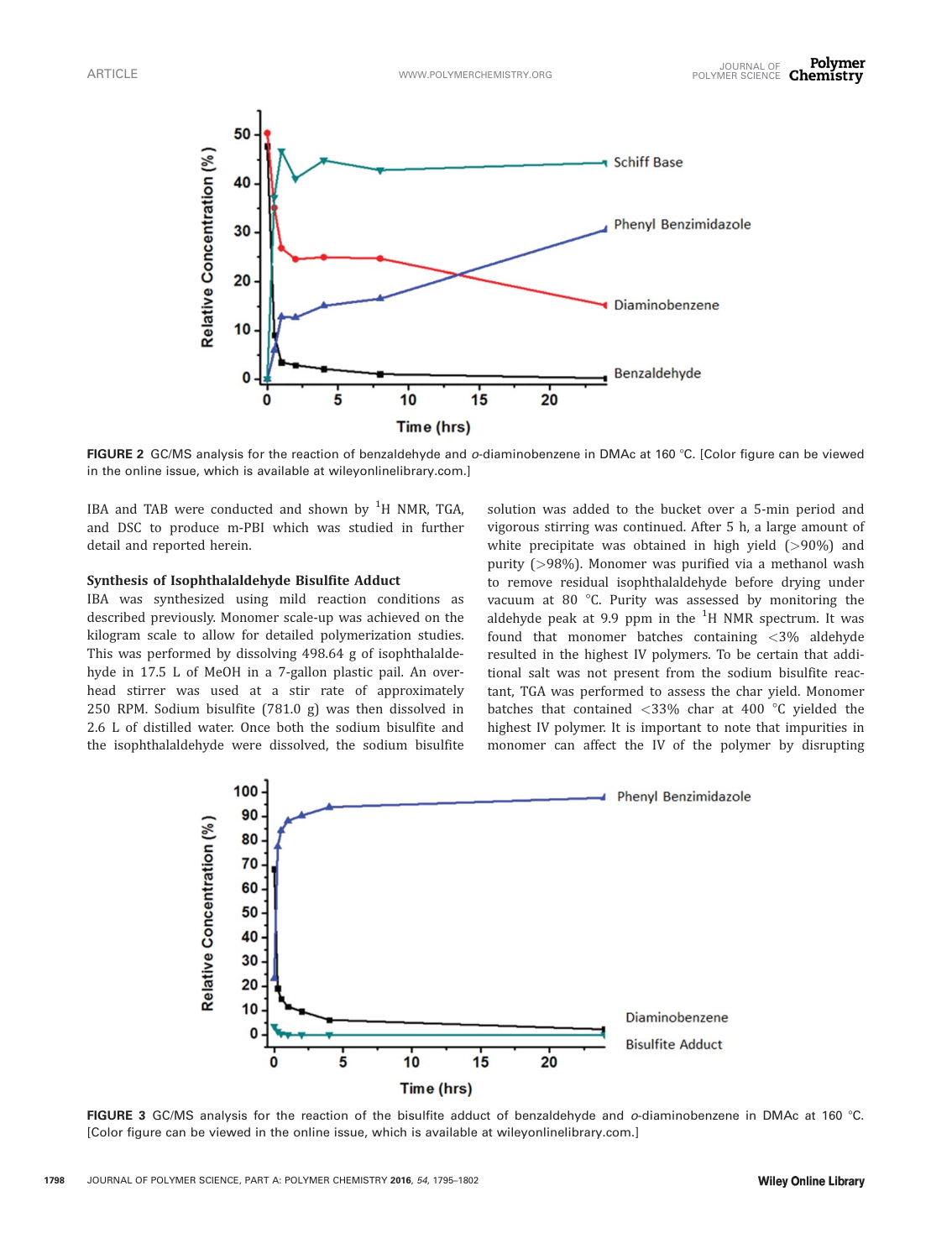FIGURE 2 GC/MS analysis for the reaction of benzaldehyde and *o*-diaminobenzene in DMAc at 160 °C. [Color figure can be viewed in the online issue, which is available at wileyonlinelibrary.com.]

IBA and TAB were conducted and shown by $^{1}H$ NMR, TGA, and DSC to produce m-PBI which was studied in further detail and reported herein.

### Synthesis of Isophthalaldehyde Bisulfite Adduct

IBA was synthesized using mild reaction conditions as described previously. Monomer scale-up was achieved on the kilogram scale to allow for detailed polymerization studies. This was performed by dissolving 498.64 g of isophthalaldehyde in 17.5 L of MeOH in a 7-gallon plastic pail. An overhead stirrer was used at a stir rate of approximately 250 RPM. Sodium bisulfite (781.0 g) was then dissolved in 2.6 L of distilled water. Once both the sodium bisulfite and the isophthalaldehyde were dissolved, the sodium bisulfite solution was added to the bucket over a 5-min period and vigorous stirring was continued. After 5 h, a large amount of white precipitate was obtained in high yield (>90%) and purity (>98%). Monomer was purified via a methanol wash to remove residual isophthalaldehyde before drying under vacuum at 80 °C. Purity was assessed by monitoring the aldehyde peak at 9.9 ppm in the $^{1}H$ NMR spectrum. It was found that monomer batches containing <3% aldehyde resulted in the highest IV polymers. To be certain that additional salt was not present from the sodium bisulfite reactant, TGA was performed to assess the char yield. Monomer batches that contained <33% char at 400 °C yielded the highest IV polymer. It is important to note that impurities in monomer can affect the IV of the polymer by disrupting

FIGURE 3 GC/MS analysis for the reaction of the bisulfite adduct of benzaldehyde and *o*-diaminobenzene in DMAc at 160 °C. [Color figure can be viewed in the online issue, which is available at wileyonlinelibrary.com.]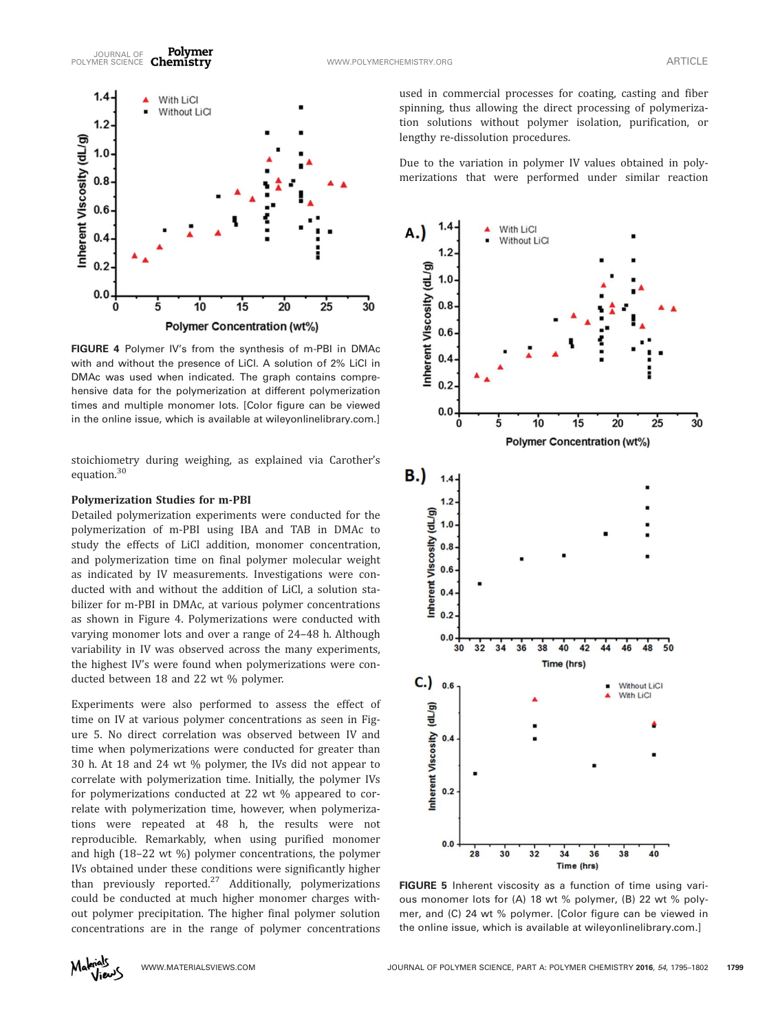FIGURE 4 Polymer IV's from the synthesis of m-PBI in DMAc with and without the presence of LiCl. A solution of 2% LiCl in DMAc was used when indicated. The graph contains comprehensive data for the polymerization at different polymerization times and multiple monomer lots. [Color figure can be viewed in the online issue, which is available at wileyonlinelibrary.com.]

stoichiometry during weighing, as explained via Carother's equation.[30]

### Polymerization Studies for m-PBI

Detailed polymerization experiments were conducted for the polymerization of m-PBI using IBA and TAB in DMAc to study the effects of LiCl addition, monomer concentration, and polymerization time on final polymer molecular weight as indicated by IV measurements. Investigations were conducted with and without the addition of LiCl, a solution stabilizer for m-PBI in DMAc, at various polymer concentrations as shown in Figure 4. Polymerizations were conducted with varying monomer lots and over a range of 24–48 h. Although variability in IV was observed across the many experiments, the highest IV's were found when polymerizations were conducted between 18 and 22 wt % polymer.

Experiments were also performed to assess the effect of time on IV at various polymer concentrations as seen in Figure 5. No direct correlation was observed between IV and time when polymerizations were conducted for greater than 30 h. At 18 and 24 wt % polymer, the IVs did not appear to correlate with polymerization time. Initially, the polymer IVs for polymerizations conducted at 22 wt % appeared to correlate with polymerization time, however, when polymerizations were repeated at 48 h, the results were not reproducible. Remarkably, when using purified monomer and high (18–22 wt %) polymer concentrations, the polymer IVs obtained under these conditions were significantly higher than previously reported.[27] Additionally, polymerizations could be conducted at much higher monomer charges without polymer precipitation. The higher final polymer solution concentrations are in the range of polymer concentrations used in commercial processes for coating, casting and fiber spinning, thus allowing the direct processing of polymerization solutions without polymer isolation, purification, or lengthy re-dissolution procedures.

Due to the variation in polymer IV values obtained in polymerizations that were performed under similar reaction

FIGURE 5 Inherent viscosity as a function of time using various monomer lots for (A) 18 wt % polymer, (B) 22 wt % polymer, and (C) 24 wt % polymer. [Color figure can be viewed in the online issue, which is available at wileyonlinelibrary.com.]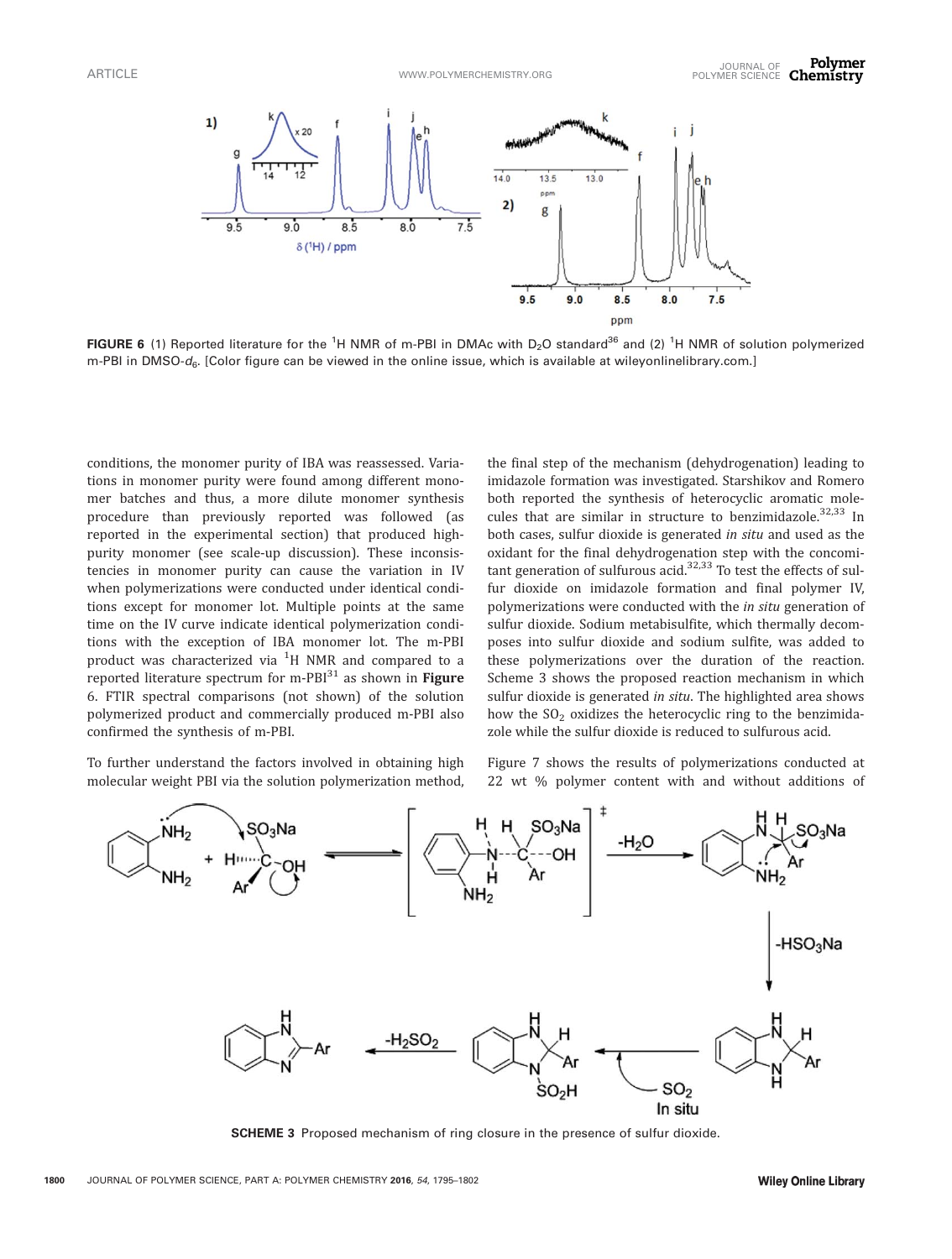FIGURE 6 (1) Reported literature for the $^1H$ NMR of m-PBI in DMAc with $D_2O$ standard[36] and (2) $^1H$ NMR of solution polymerized m-PBI in DMSO-$d_6$. [Color figure can be viewed in the online issue, which is available at wileyonlinelibrary.com.]

conditions, the monomer purity of IBA was reassessed. Variations in monomer purity were found among different monomer batches and thus, a more dilute monomer synthesis procedure than previously reported was followed (as reported in the experimental section) that produced high-purity monomer (see scale-up discussion). These inconsistencies in monomer purity can cause the variation in IV when polymerizations were conducted under identical conditions except for monomer lot. Multiple points at the same time on the IV curve indicate identical polymerization conditions with the exception of IBA monomer lot. The m-PBI product was characterized via $^1H$ NMR and compared to a reported literature spectrum for m-PBI[31] as shown in **Figure 6**. FTIR spectral comparisons (not shown) of the solution polymerized product and commercially produced m-PBI also confirmed the synthesis of m-PBI.

To further understand the factors involved in obtaining high molecular weight PBI via the solution polymerization method, the final step of the mechanism (dehydrogenation) leading to imidazole formation was investigated. Starshikov and Romero both reported the synthesis of heterocyclic aromatic molecules that are similar in structure to benzimidazole.[32,33] In both cases, sulfur dioxide is generated *in situ* and used as the oxidant for the final dehydrogenation step with the concomitant generation of sulfurous acid.[32,33] To test the effects of sulfur dioxide on imidazole formation and final polymer IV, polymerizations were conducted with the *in situ* generation of sulfur dioxide. Sodium metabisulfite, which thermally decomposes into sulfur dioxide and sodium sulfite, was added to these polymerizations over the duration of the reaction. Scheme 3 shows the proposed reaction mechanism in which sulfur dioxide is generated *in situ*. The highlighted area shows how the $SO_2$ oxidizes the heterocyclic ring to the benzimidazole while the sulfur dioxide is reduced to sulfurous acid.

Figure 7 shows the results of polymerizations conducted at 22 wt % polymer content with and without additions of

SCHEME 3 Proposed mechanism of ring closure in the presence of sulfur dioxide.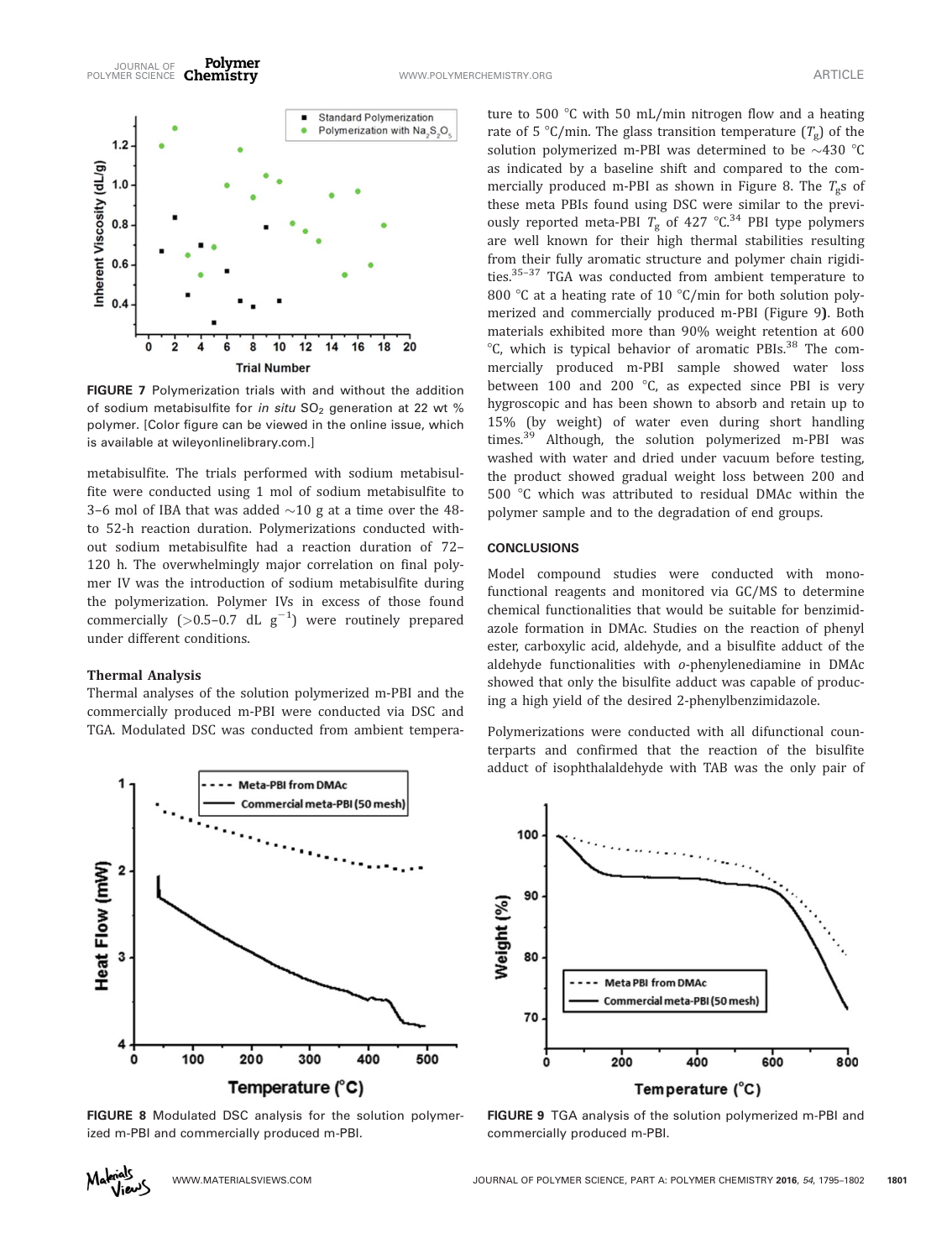FIGURE 7 Polymerization trials with and without the addition of sodium metabisulfite for *in situ* $SO_2$ generation at 22 wt % polymer. [Color figure can be viewed in the online issue, which is available at wileyonlinelibrary.com.]

metabisulfite. The trials performed with sodium metabisulfite were conducted using 1 mol of sodium metabisulfite to 3–6 mol of IBA that was added ~10 g at a time over the 48- to 52-h reaction duration. Polymerizations conducted without sodium metabisulfite had a reaction duration of 72–120 h. The overwhelmingly major correlation on final polymer IV was the introduction of sodium metabisulfite during the polymerization. Polymer IVs in excess of those found commercially (>0.5–0.7 dL $g^{-1}$) were routinely prepared under different conditions.

### Thermal Analysis

Thermal analyses of the solution polymerized m-PBI and the commercially produced m-PBI were conducted via DSC and TGA. Modulated DSC was conducted from ambient temperature to 500 °C with 50 mL/min nitrogen flow and a heating rate of 5 °C/min. The glass transition temperature ($T_g$) of the solution polymerized m-PBI was determined to be ~430 °C as indicated by a baseline shift and compared to the commercially produced m-PBI as shown in Figure 8. The $T_g$s of these meta PBIs found using DSC were similar to the previously reported meta-PBI $T_g$ of 427 °C.[34] PBI type polymers are well known for their high thermal stabilities resulting from their fully aromatic structure and polymer chain rigidities.[35–37] TGA was conducted from ambient temperature to 800 °C at a heating rate of 10 °C/min for both solution polymerized and commercially produced m-PBI (Figure 9). Both materials exhibited more than 90% weight retention at 600 °C, which is typical behavior of aromatic PBIs.[38] The commercially produced m-PBI sample showed water loss between 100 and 200 °C, as expected since PBI is very hygroscopic and has been shown to absorb and retain up to 15% (by weight) of water even during short handling times.[39] Although, the solution polymerized m-PBI was washed with water and dried under vacuum before testing, the product showed gradual weight loss between 200 and 500 °C which was attributed to residual DMAc within the polymer sample and to the degradation of end groups.

FIGURE 8 Modulated DSC analysis for the solution polymerized m-PBI and commercially produced m-PBI.

FIGURE 9 TGA analysis of the solution polymerized m-PBI and commercially produced m-PBI.

## CONCLUSIONS

Model compound studies were conducted with monofunctional reagents and monitored via GC/MS to determine chemical functionalities that would be suitable for benzimidazole formation in DMAc. Studies on the reaction of phenyl ester, carboxylic acid, aldehyde, and a bisulfite adduct of the aldehyde functionalities with *o*-phenylenediamine in DMAc showed that only the bisulfite adduct was capable of producing a high yield of the desired 2-phenylbenzimidazole.

Polymerizations were conducted with all difunctional counterparts and confirmed that the reaction of the bisulfite adduct of isophthalaldehyde with TAB was the only pair of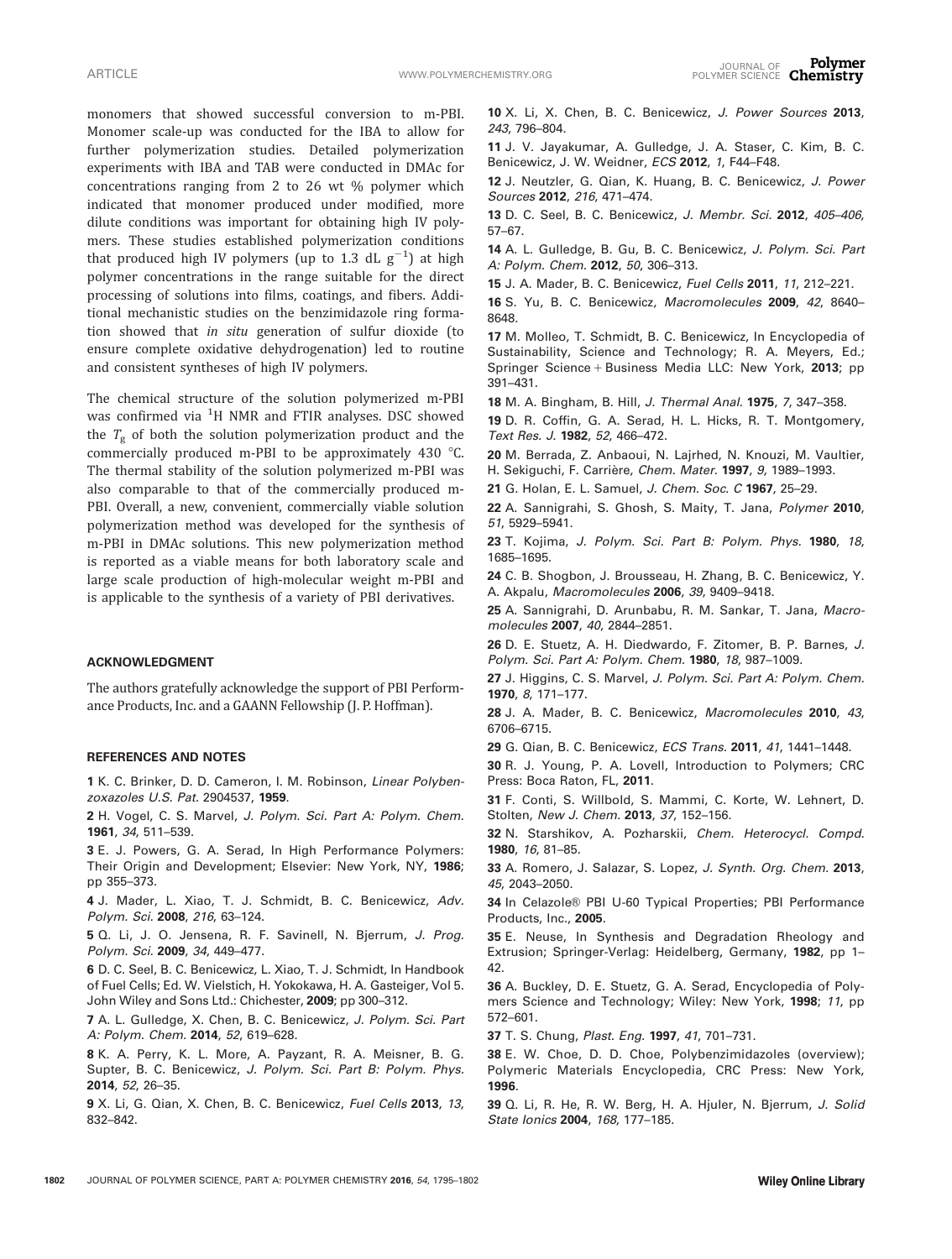monomers that showed successful conversion to m-PBI. Monomer scale-up was conducted for the IBA to allow for further polymerization studies. Detailed polymerization experiments with IBA and TAB were conducted in DMAc for concentrations ranging from 2 to 26 wt % polymer which indicated that monomer produced under modified, more dilute conditions was important for obtaining high IV polymers. These studies established polymerization conditions that produced high IV polymers (up to 1.3 dL $g^{-1}$) at high polymer concentrations in the range suitable for the direct processing of solutions into films, coatings, and fibers. Additional mechanistic studies on the benzimidazole ring formation showed that *in situ* generation of sulfur dioxide (to ensure complete oxidative dehydrogenation) led to routine and consistent syntheses of high IV polymers.

The chemical structure of the solution polymerized m-PBI was confirmed via $^{1}$H NMR and FTIR analyses. DSC showed the $T_g$ of both the solution polymerization product and the commercially produced m-PBI to be approximately 430 °C. The thermal stability of the solution polymerized m-PBI was also comparable to that of the commercially produced m-PBI. Overall, a new, convenient, commercially viable solution polymerization method was developed for the synthesis of m-PBI in DMAc solutions. This new polymerization method is reported as a viable means for both laboratory scale and large scale production of high-molecular weight m-PBI and is applicable to the synthesis of a variety of PBI derivatives.

## ACKNOWLEDGMENT

The authors gratefully acknowledge the support of PBI Performance Products, Inc. and a GAANN Fellowship (J. P. Hoffman).

## REFERENCES AND NOTES

1 K. C. Brinker, D. D. Cameron, I. M. Robinson, *Linear Polybenzoxazoles U.S. Pat.* 2904537, **1959**.

2 H. Vogel, C. S. Marvel, *J. Polym. Sci. Part A: Polym. Chem.* **1961**, *34*, 511–539.

3 E. J. Powers, G. A. Serad, In High Performance Polymers: Their Origin and Development; Elsevier: New York, NY, **1986**; pp 355–373.

4 J. Mader, L. Xiao, T. J. Schmidt, B. C. Benicewicz, *Adv. Polym. Sci.* **2008**, *216*, 63–124.

5 Q. Li, J. O. Jensena, R. F. Savinell, N. Bjerrum, *J. Prog. Polym. Sci.* **2009**, *34*, 449–477.

6 D. C. Seel, B. C. Benicewicz, L. Xiao, T. J. Schmidt, In Handbook of Fuel Cells; Ed. W. Vielstich, H. Yokokawa, H. A. Gasteiger, Vol 5. John Wiley and Sons Ltd.: Chichester, **2009**; pp 300–312.

7 A. L. Gulledge, X. Chen, B. C. Benicewicz, *J. Polym. Sci. Part A: Polym. Chem.* **2014**, *52*, 619–628.

8 K. A. Perry, K. L. More, A. Payzant, R. A. Meisner, B. G. Supter, B. C. Benicewicz, *J. Polym. Sci. Part B: Polym. Phys.* **2014**, *52*, 26–35.

9 X. Li, G. Qian, X. Chen, B. C. Benicewicz, *Fuel Cells* **2013**, *13*, 832–842.

10 X. Li, X. Chen, B. C. Benicewicz, *J. Power Sources* **2013**, *243*, 796–804.

11 J. V. Jayakumar, A. Gulledge, J. A. Staser, C. Kim, B. C. Benicewicz, J. W. Weidner, *ECS* **2012**, *1*, F44–F48.

12 J. Neutzler, G. Qian, K. Huang, B. C. Benicewicz, *J. Power Sources* **2012**, *216*, 471–474.

13 D. C. Seel, B. C. Benicewicz, *J. Membr. Sci.* **2012**, *405–406*, 57–67.

14 A. L. Gulledge, B. Gu, B. C. Benicewicz, *J. Polym. Sci. Part A: Polym. Chem.* **2012**, *50*, 306–313.

15 J. A. Mader, B. C. Benicewicz, *Fuel Cells* **2011**, *11*, 212–221.

16 S. Yu, B. C. Benicewicz, *Macromolecules* **2009**, *42*, 8640–8648.

17 M. Molleo, T. Schmidt, B. C. Benicewicz, In Encyclopedia of Sustainability, Science and Technology; R. A. Meyers, Ed.; Springer Science + Business Media LLC: New York, **2013**; pp 391–431.

18 M. A. Bingham, B. Hill, *J. Thermal Anal.* **1975**, *7*, 347–358.

19 D. R. Coffin, G. A. Serad, H. L. Hicks, R. T. Montgomery, *Text Res. J.* **1982**, *52*, 466–472.

20 M. Berrada, Z. Anbaoui, N. Lajrhed, N. Knouzi, M. Vaultier, H. Sekiguchi, F. Carrière, *Chem. Mater.* **1997**, *9*, 1989–1993.

21 G. Holan, E. L. Samuel, *J. Chem. Soc. C* **1967**, 25–29.

22 A. Sannigrahi, S. Ghosh, S. Maity, T. Jana, *Polymer* **2010**, *51*, 5929–5941.

23 T. Kojima, *J. Polym. Sci. Part B: Polym. Phys.* **1980**, *18*, 1685–1695.

24 C. B. Shogbon, J. Brousseau, H. Zhang, B. C. Benicewicz, Y. A. Akpalu, *Macromolecules* **2006**, *39*, 9409–9418.

25 A. Sannigrahi, D. Arunbabu, R. M. Sankar, T. Jana, *Macromolecules* **2007**, *40*, 2844–2851.

26 D. E. Stuetz, A. H. Diedwardo, F. Zitomer, B. P. Barnes, *J. Polym. Sci. Part A: Polym. Chem.* **1980**, *18*, 987–1009.

27 J. Higgins, C. S. Marvel, *J. Polym. Sci. Part A: Polym. Chem.* **1970**, *8*, 171–177.

28 J. A. Mader, B. C. Benicewicz, *Macromolecules* **2010**, *43*, 6706–6715.

29 G. Qian, B. C. Benicewicz, *ECS Trans.* **2011**, *41*, 1441–1448.

30 R. J. Young, P. A. Lovell, Introduction to Polymers; CRC Press: Boca Raton, FL, **2011**.

31 F. Conti, S. Willbold, S. Mammi, C. Korte, W. Lehnert, D. Stolten, *New J. Chem.* **2013**, *37*, 152–156.

32 N. Starshikov, A. Pozharskii, *Chem. Heterocycl. Compd.* **1980**, *16*, 81–85.

33 A. Romero, J. Salazar, S. Lopez, *J. Synth. Org. Chem.* **2013**, *45*, 2043–2050.

34 In Celazole® PBI U-60 Typical Properties; PBI Performance Products, Inc., **2005**.

35 E. Neuse, In Synthesis and Degradation Rheology and Extrusion; Springer-Verlag: Heidelberg, Germany, **1982**, pp 1–42.

36 A. Buckley, D. E. Stuetz, G. A. Serad, Encyclopedia of Polymers Science and Technology; Wiley: New York, **1998**; *11*, pp 572–601.

37 T. S. Chung, *Plast. Eng.* **1997**, *41*, 701–731.

38 E. W. Choe, D. D. Choe, Polybenzimidazoles (overview); Polymeric Materials Encyclopedia, CRC Press: New York, **1996**.

39 Q. Li, R. He, R. W. Berg, H. A. Hjuler, N. Bjerrum, *J. Solid State Ionics* **2004**, *168*, 177–185.